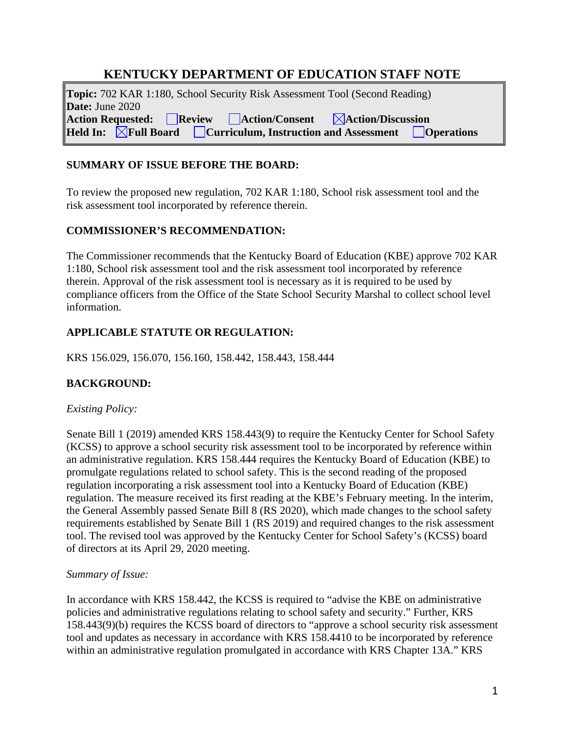# KENTUCKY DEPARTMENT OF EDUCATION STAFF NOTE

**Topic:** 702 KAR 1:180, School Security Risk Assessment Tool (Second Reading)
**Date:** June 2020
**Action Requested:** ☐ **Review** ☐ **Action/Consent** ☒ **Action/Discussion**
**Held In:** ☒ **Full Board** ☐ **Curriculum, Instruction and Assessment** ☐ **Operations**

## SUMMARY OF ISSUE BEFORE THE BOARD:

To review the proposed new regulation, 702 KAR 1:180, School risk assessment tool and the risk assessment tool incorporated by reference therein.

## COMMISSIONER'S RECOMMENDATION:

The Commissioner recommends that the Kentucky Board of Education (KBE) approve 702 KAR 1:180, School risk assessment tool and the risk assessment tool incorporated by reference therein. Approval of the risk assessment tool is necessary as it is required to be used by compliance officers from the Office of the State School Security Marshal to collect school level information.

## APPLICABLE STATUTE OR REGULATION:

KRS 156.029, 156.070, 156.160, 158.442, 158.443, 158.444

## BACKGROUND:

*Existing Policy:*

Senate Bill 1 (2019) amended KRS 158.443(9) to require the Kentucky Center for School Safety (KCSS) to approve a school security risk assessment tool to be incorporated by reference within an administrative regulation. KRS 158.444 requires the Kentucky Board of Education (KBE) to promulgate regulations related to school safety. This is the second reading of the proposed regulation incorporating a risk assessment tool into a Kentucky Board of Education (KBE) regulation. The measure received its first reading at the KBE's February meeting. In the interim, the General Assembly passed Senate Bill 8 (RS 2020), which made changes to the school safety requirements established by Senate Bill 1 (RS 2019) and required changes to the risk assessment tool. The revised tool was approved by the Kentucky Center for School Safety's (KCSS) board of directors at its April 29, 2020 meeting.

*Summary of Issue:*

In accordance with KRS 158.442, the KCSS is required to "advise the KBE on administrative policies and administrative regulations relating to school safety and security." Further, KRS 158.443(9)(b) requires the KCSS board of directors to "approve a school security risk assessment tool and updates as necessary in accordance with KRS 158.4410 to be incorporated by reference within an administrative regulation promulgated in accordance with KRS Chapter 13A." KRS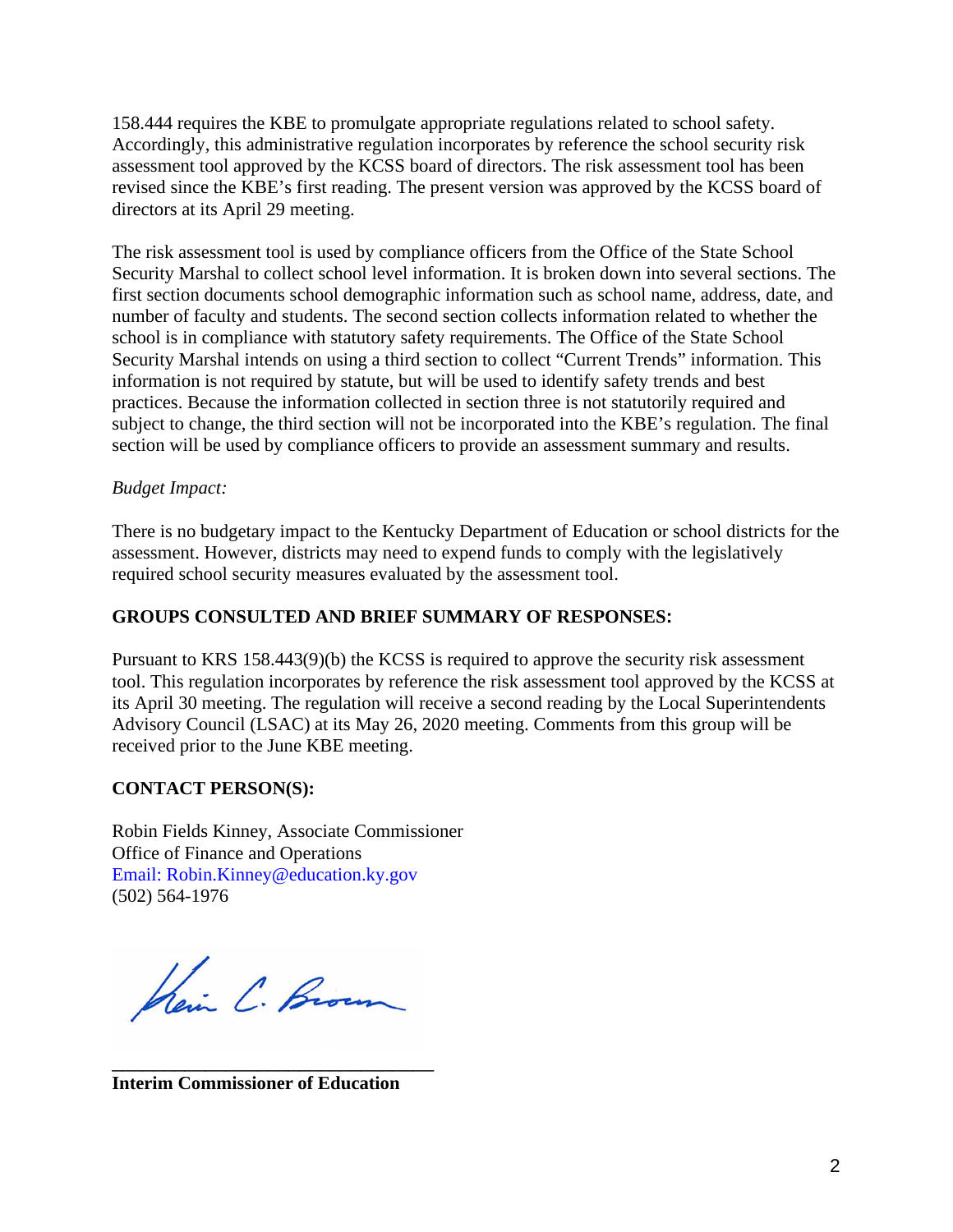158.444 requires the KBE to promulgate appropriate regulations related to school safety. Accordingly, this administrative regulation incorporates by reference the school security risk assessment tool approved by the KCSS board of directors. The risk assessment tool has been revised since the KBE's first reading. The present version was approved by the KCSS board of directors at its April 29 meeting.

The risk assessment tool is used by compliance officers from the Office of the State School Security Marshal to collect school level information. It is broken down into several sections. The first section documents school demographic information such as school name, address, date, and number of faculty and students. The second section collects information related to whether the school is in compliance with statutory safety requirements. The Office of the State School Security Marshal intends on using a third section to collect "Current Trends" information. This information is not required by statute, but will be used to identify safety trends and best practices. Because the information collected in section three is not statutorily required and subject to change, the third section will not be incorporated into the KBE's regulation. The final section will be used by compliance officers to provide an assessment summary and results.

*Budget Impact:*

There is no budgetary impact to the Kentucky Department of Education or school districts for the assessment. However, districts may need to expend funds to comply with the legislatively required school security measures evaluated by the assessment tool.

**GROUPS CONSULTED AND BRIEF SUMMARY OF RESPONSES:**

Pursuant to KRS 158.443(9)(b) the KCSS is required to approve the security risk assessment tool. This regulation incorporates by reference the risk assessment tool approved by the KCSS at its April 30 meeting. The regulation will receive a second reading by the Local Superintendents Advisory Council (LSAC) at its May 26, 2020 meeting. Comments from this group will be received prior to the June KBE meeting.

**CONTACT PERSON(S):**

Robin Fields Kinney, Associate Commissioner
Office of Finance and Operations
Email: Robin.Kinney@education.ky.gov
(502) 564-1976

Kevin C. Brown

**Interim Commissioner of Education**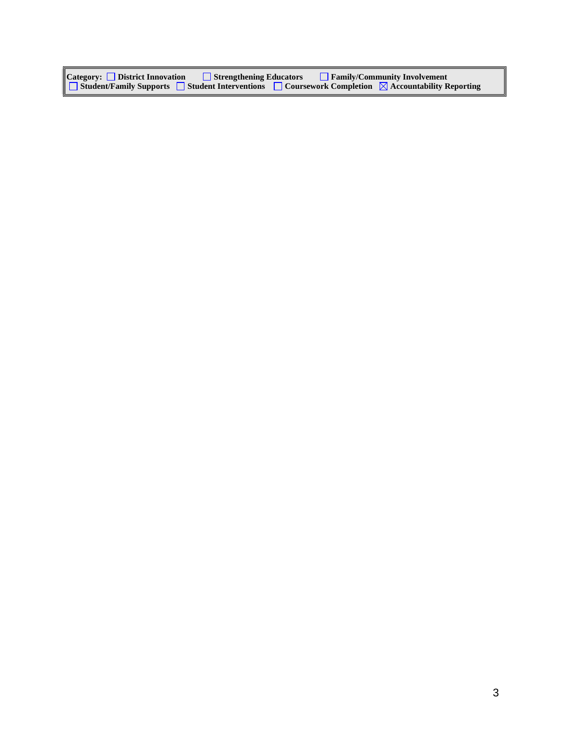**Category:** ☐ **District Innovation** ☐ **Strengthening Educators** ☐ **Family/Community Involvement**
☐ **Student/Family Supports** ☐ **Student Interventions** ☐ **Coursework Completion** ☒ **Accountability Reporting**